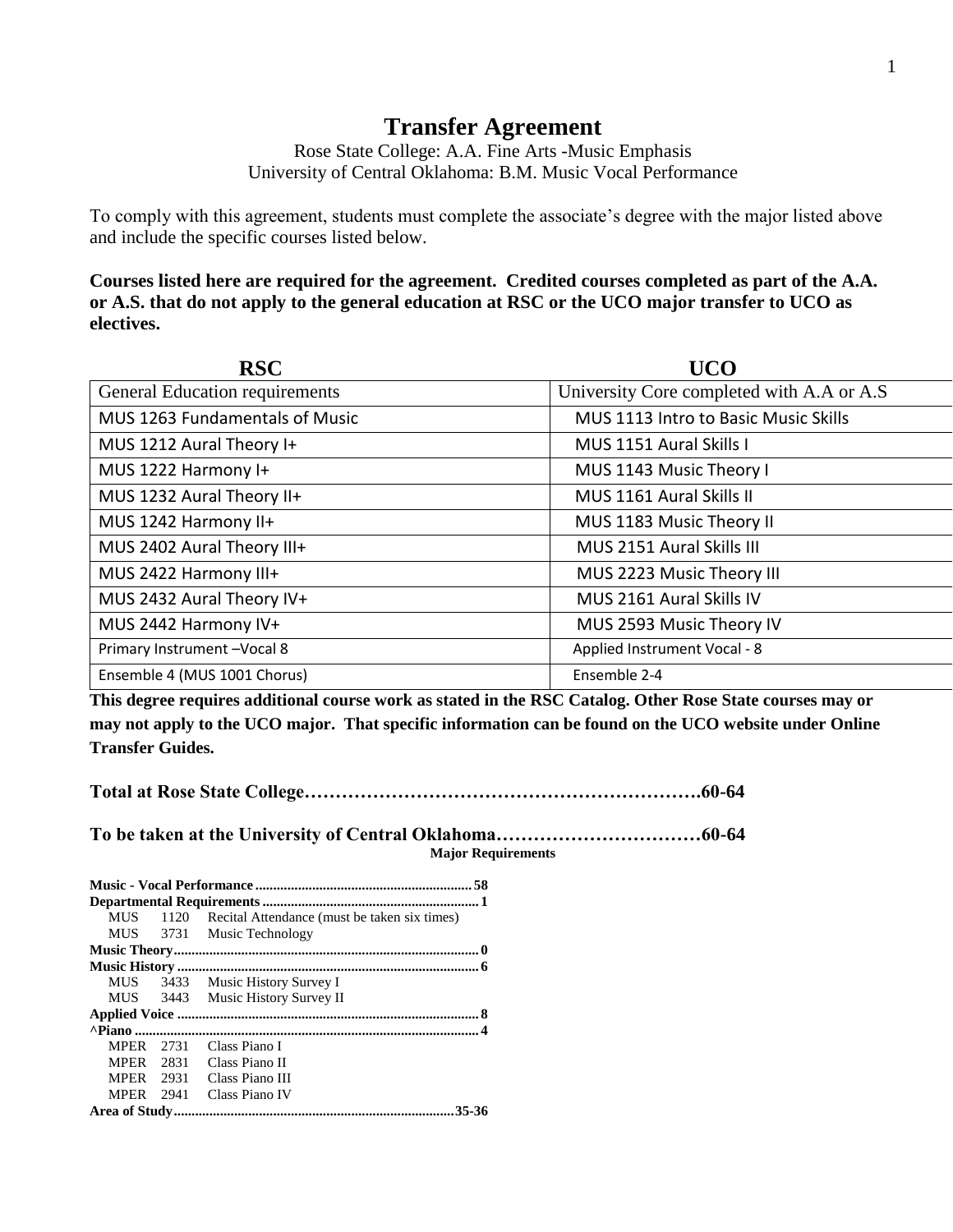# Transfer Agreement

Rose State College: A.A. Fine Arts -Music Emphasis
University of Central Oklahoma: B.M. Music Vocal Performance

To comply with this agreement, students must complete the associate's degree with the major listed above and include the specific courses listed below.

**Courses listed here are required for the agreement. Credited courses completed as part of the A.A. or A.S. that do not apply to the general education at RSC or the UCO major transfer to UCO as electives.**

| RSC | UCO |
|---|---|
| General Education requirements | University Core completed with A.A or A.S |
| MUS 1263 Fundamentals of Music | MUS 1113 Intro to Basic Music Skills |
| MUS 1212 Aural Theory I+ | MUS 1151 Aural Skills I |
| MUS 1222 Harmony I+ | MUS 1143 Music Theory I |
| MUS 1232 Aural Theory II+ | MUS 1161 Aural Skills II |
| MUS 1242 Harmony II+ | MUS 1183 Music Theory II |
| MUS 2402 Aural Theory III+ | MUS 2151 Aural Skills III |
| MUS 2422 Harmony III+ | MUS 2223 Music Theory III |
| MUS 2432 Aural Theory IV+ | MUS 2161 Aural Skills IV |
| MUS 2442 Harmony IV+ | MUS 2593 Music Theory IV |
| Primary Instrument –Vocal 8 | Applied Instrument Vocal - 8 |
| Ensemble 4 (MUS 1001 Chorus) | Ensemble 2-4 |

**This degree requires additional course work as stated in the RSC Catalog. Other Rose State courses may or may not apply to the UCO major. That specific information can be found on the UCO website under Online Transfer Guides.**

**Total at Rose State College……………………………………………………….60-64**

**To be taken at the University of Central Oklahoma……………………………60-64**

**Major Requirements**

**Music - Vocal Performance ........................................................ 58**

**Departmental Requirements ........................................................ 1**

- MUS 1120 Recital Attendance (must be taken six times)
- MUS 3731 Music Technology

**Music Theory................................................................................ 0**

**Music History ............................................................................... 6**

- MUS 3433 Music History Survey I
- MUS 3443 Music History Survey II

**Applied Voice .............................................................................. 8**

**^Piano .......................................................................................... 4**

- MPER 2731 Class Piano I
- MPER 2831 Class Piano II
- MPER 2931 Class Piano III
- MPER 2941 Class Piano IV

**Area of Study.........................................................................35-36**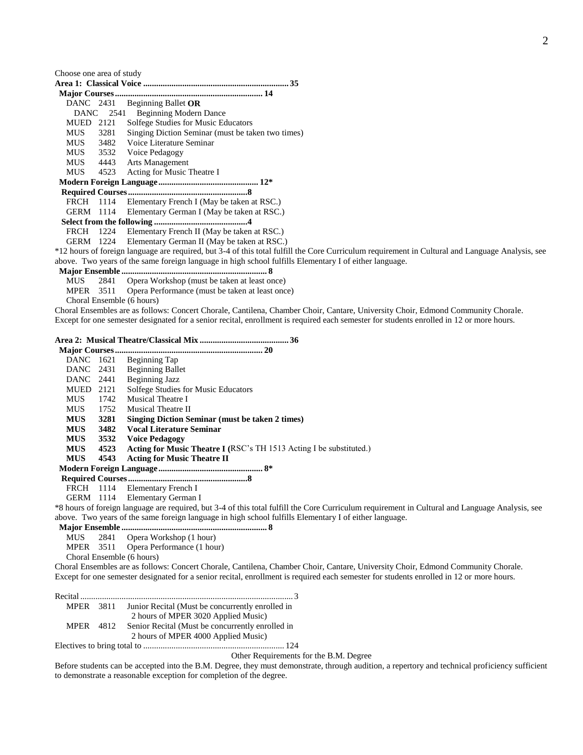Choose one area of study

**Area 1: Classical Voice .................................................................. 35**

**Major Courses.................................................................. 14**

| | | |
|---|---|---|
| DANC | 2431 | Beginning Ballet **OR** |
| DANC | 2541 | Beginning Modern Dance |
| MUED | 2121 | Solfege Studies for Music Educators |
| MUS | 3281 | Singing Diction Seminar (must be taken two times) |
| MUS | 3482 | Voice Literature Seminar |
| MUS | 3532 | Voice Pedagogy |
| MUS | 4443 | Arts Management |
| MUS | 4523 | Acting for Music Theatre I |

**Modern Foreign Language............................................. 12***

**Required Courses......................................................8**

| | | |
|---|---|---|
| FRCH | 1114 | Elementary French I (May be taken at RSC.) |
| GERM | 1114 | Elementary German I (May be taken at RSC.) |

**Select from the following ..........................................4**

| | | |
|---|---|---|
| FRCH | 1224 | Elementary French II (May be taken at RSC.) |
| GERM | 1224 | Elementary German II (May be taken at RSC.) |

*12 hours of foreign language are required, but 3-4 of this total fulfill the Core Curriculum requirement in Cultural and Language Analysis, see above. Two years of the same foreign language in high school fulfills Elementary I of either language.

**Major Ensemble.................................................................. 8**

| | | |
|---|---|---|
| MUS | 2841 | Opera Workshop (must be taken at least once) |
| MPER | 3511 | Opera Performance (must be taken at least once) |

Choral Ensemble (6 hours)

Choral Ensembles are as follows: Concert Chorale, Cantilena, Chamber Choir, Cantare, University Choir, Edmond Community Chorale. Except for one semester designated for a senior recital, enrollment is required each semester for students enrolled in 12 or more hours.

**Area 2: Musical Theatre/Classical Mix......................................... 36**

**Major Courses.................................................................. 20**

| | | |
|---|---|---|
| DANC | 1621 | Beginning Tap |
| DANC | 2431 | Beginning Ballet |
| DANC | 2441 | Beginning Jazz |
| MUED | 2121 | Solfege Studies for Music Educators |
| MUS | 1742 | Musical Theatre I |
| MUS | 1752 | Musical Theatre II |
| **MUS** | **3281** | **Singing Diction Seminar (must be taken 2 times)** |
| **MUS** | **3482** | **Vocal Literature Seminar** |
| **MUS** | **3532** | **Voice Pedagogy** |
| **MUS** | **4523** | **Acting for Music Theatre I (**RSC's TH 1513 Acting I be substituted.) |
| **MUS** | **4543** | **Acting for Music Theatre II** |

**Modern Foreign Language............................................... 8***

**Required Courses......................................................8**

| | | |
|---|---|---|
| FRCH | 1114 | Elementary French I |
| GERM | 1114 | Elementary German I |

*8 hours of foreign language are required, but 3-4 of this total fulfill the Core Curriculum requirement in Cultural and Language Analysis, see above. Two years of the same foreign language in high school fulfills Elementary I of either language.

**Major Ensemble.................................................................. 8**

| | | |
|---|---|---|
| MUS | 2841 | Opera Workshop (1 hour) |
| MPER | 3511 | Opera Performance (1 hour) |

Choral Ensemble (6 hours)

Choral Ensembles are as follows: Concert Chorale, Cantilena, Chamber Choir, Cantare, University Choir, Edmond Community Chorale. Except for one semester designated for a senior recital, enrollment is required each semester for students enrolled in 12 or more hours.

Recital.................................................................................................3

| | | |
|---|---|---|
| MPER | 3811 | Junior Recital (Must be concurrently enrolled in 2 hours of MPER 3020 Applied Music) |
| MPER | 4812 | Senior Recital (Must be concurrently enrolled in 2 hours of MPER 4000 Applied Music) |

Electives to bring total to ................................................................ 124

Other Requirements for the B.M. Degree

Before students can be accepted into the B.M. Degree, they must demonstrate, through audition, a repertory and technical proficiency sufficient to demonstrate a reasonable exception for completion of the degree.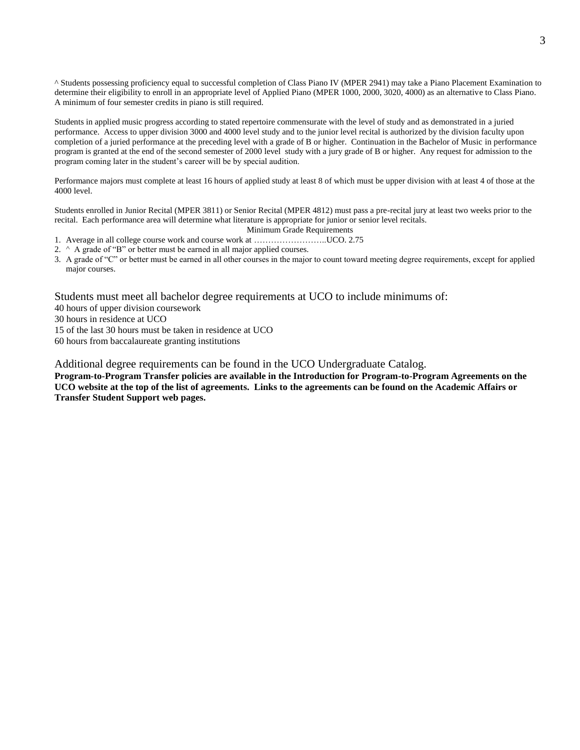^ Students possessing proficiency equal to successful completion of Class Piano IV (MPER 2941) may take a Piano Placement Examination to determine their eligibility to enroll in an appropriate level of Applied Piano (MPER 1000, 2000, 3020, 4000) as an alternative to Class Piano. A minimum of four semester credits in piano is still required.

Students in applied music progress according to stated repertoire commensurate with the level of study and as demonstrated in a juried performance. Access to upper division 3000 and 4000 level study and to the junior level recital is authorized by the division faculty upon completion of a juried performance at the preceding level with a grade of B or higher. Continuation in the Bachelor of Music in performance program is granted at the end of the second semester of 2000 level study with a jury grade of B or higher. Any request for admission to the program coming later in the student's career will be by special audition.

Performance majors must complete at least 16 hours of applied study at least 8 of which must be upper division with at least 4 of those at the 4000 level.

Students enrolled in Junior Recital (MPER 3811) or Senior Recital (MPER 4812) must pass a pre-recital jury at least two weeks prior to the recital. Each performance area will determine what literature is appropriate for junior or senior level recitals.

Minimum Grade Requirements

1. Average in all college course work and course work at ……………………..UCO. 2.75
2. ^ A grade of "B" or better must be earned in all major applied courses.
3. A grade of "C" or better must be earned in all other courses in the major to count toward meeting degree requirements, except for applied major courses.

Students must meet all bachelor degree requirements at UCO to include minimums of:

40 hours of upper division coursework

30 hours in residence at UCO

15 of the last 30 hours must be taken in residence at UCO

60 hours from baccalaureate granting institutions

Additional degree requirements can be found in the UCO Undergraduate Catalog.

**Program-to-Program Transfer policies are available in the Introduction for Program-to-Program Agreements on the UCO website at the top of the list of agreements. Links to the agreements can be found on the Academic Affairs or Transfer Student Support web pages.**